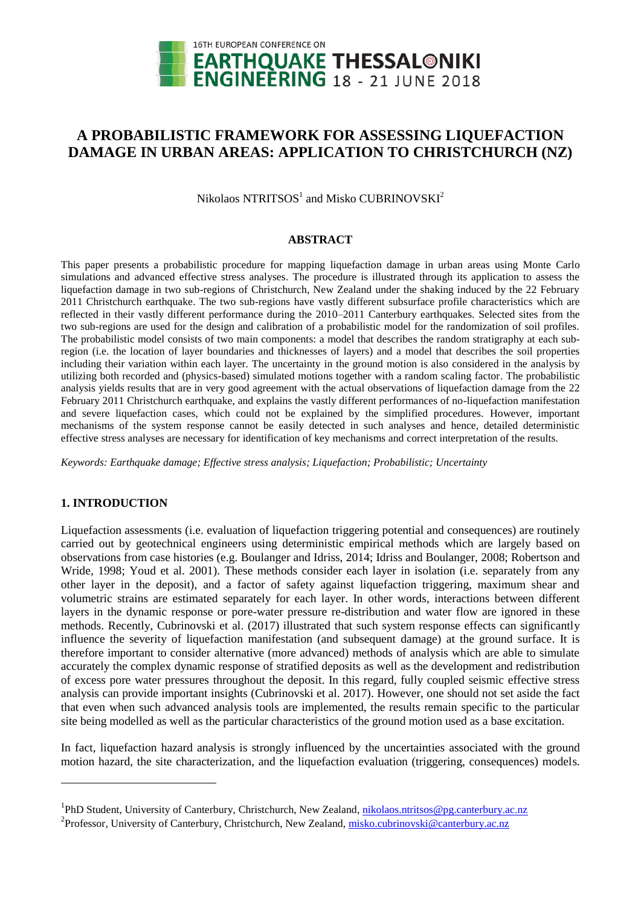# A PROBABILISTIC FRAMEWORK FOR ASSESSING LIQUEFACTION DAMAGE IN URBAN AREAS: APPLICATION TO CHRISTCHURCH (NZ)

Nikolaos NTRITSOS[1] and Misko CUBRINOVSKI[2]

## ABSTRACT

This paper presents a probabilistic procedure for mapping liquefaction damage in urban areas using Monte Carlo simulations and advanced effective stress analyses. The procedure is illustrated through its application to assess the liquefaction damage in two sub-regions of Christchurch, New Zealand under the shaking induced by the 22 February 2011 Christchurch earthquake. The two sub-regions have vastly different subsurface profile characteristics which are reflected in their vastly different performance during the 2010–2011 Canterbury earthquakes. Selected sites from the two sub-regions are used for the design and calibration of a probabilistic model for the randomization of soil profiles. The probabilistic model consists of two main components: a model that describes the random stratigraphy at each sub-region (i.e. the location of layer boundaries and thicknesses of layers) and a model that describes the soil properties including their variation within each layer. The uncertainty in the ground motion is also considered in the analysis by utilizing both recorded and (physics-based) simulated motions together with a random scaling factor. The probabilistic analysis yields results that are in very good agreement with the actual observations of liquefaction damage from the 22 February 2011 Christchurch earthquake, and explains the vastly different performances of no-liquefaction manifestation and severe liquefaction cases, which could not be explained by the simplified procedures. However, important mechanisms of the system response cannot be easily detected in such analyses and hence, detailed deterministic effective stress analyses are necessary for identification of key mechanisms and correct interpretation of the results.

*Keywords: Earthquake damage; Effective stress analysis; Liquefaction; Probabilistic; Uncertainty*

## 1. INTRODUCTION

Liquefaction assessments (i.e. evaluation of liquefaction triggering potential and consequences) are routinely carried out by geotechnical engineers using deterministic empirical methods which are largely based on observations from case histories (e.g. Boulanger and Idriss, 2014; Idriss and Boulanger, 2008; Robertson and Wride, 1998; Youd et al. 2001). These methods consider each layer in isolation (i.e. separately from any other layer in the deposit), and a factor of safety against liquefaction triggering, maximum shear and volumetric strains are estimated separately for each layer. In other words, interactions between different layers in the dynamic response or pore-water pressure re-distribution and water flow are ignored in these methods. Recently, Cubrinovski et al. (2017) illustrated that such system response effects can significantly influence the severity of liquefaction manifestation (and subsequent damage) at the ground surface. It is therefore important to consider alternative (more advanced) methods of analysis which are able to simulate accurately the complex dynamic response of stratified deposits as well as the development and redistribution of excess pore water pressures throughout the deposit. In this regard, fully coupled seismic effective stress analysis can provide important insights (Cubrinovski et al. 2017). However, one should not set aside the fact that even when such advanced analysis tools are implemented, the results remain specific to the particular site being modelled as well as the particular characteristics of the ground motion used as a base excitation.

In fact, liquefaction hazard analysis is strongly influenced by the uncertainties associated with the ground motion hazard, the site characterization, and the liquefaction evaluation (triggering, consequences) models.

[1]PhD Student, University of Canterbury, Christchurch, New Zealand, nikolaos.ntritsos@pg.canterbury.ac.nz

[2]Professor, University of Canterbury, Christchurch, New Zealand, misko.cubrinovski@canterbury.ac.nz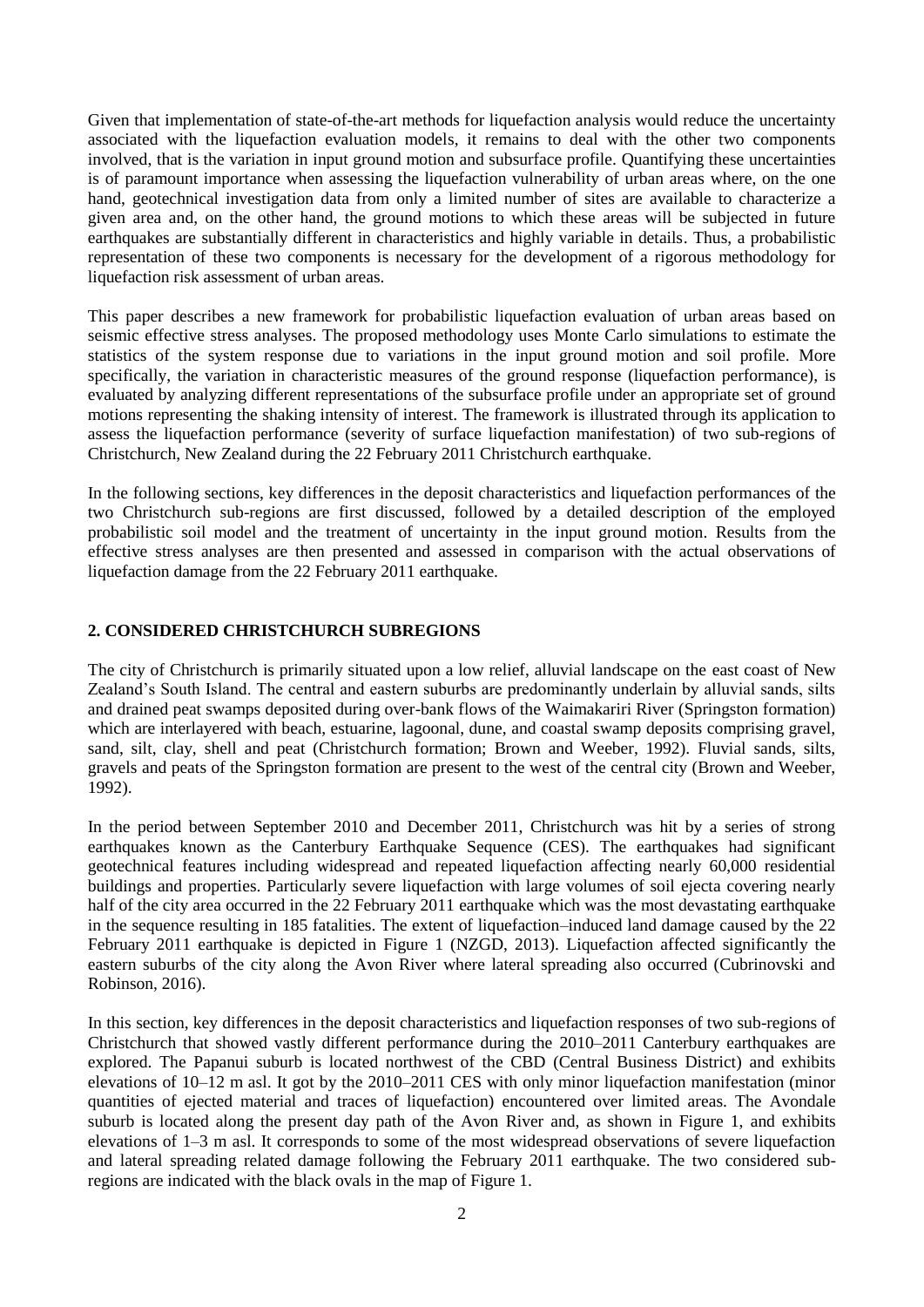Given that implementation of state-of-the-art methods for liquefaction analysis would reduce the uncertainty associated with the liquefaction evaluation models, it remains to deal with the other two components involved, that is the variation in input ground motion and subsurface profile. Quantifying these uncertainties is of paramount importance when assessing the liquefaction vulnerability of urban areas where, on the one hand, geotechnical investigation data from only a limited number of sites are available to characterize a given area and, on the other hand, the ground motions to which these areas will be subjected in future earthquakes are substantially different in characteristics and highly variable in details. Thus, a probabilistic representation of these two components is necessary for the development of a rigorous methodology for liquefaction risk assessment of urban areas.

This paper describes a new framework for probabilistic liquefaction evaluation of urban areas based on seismic effective stress analyses. The proposed methodology uses Monte Carlo simulations to estimate the statistics of the system response due to variations in the input ground motion and soil profile. More specifically, the variation in characteristic measures of the ground response (liquefaction performance), is evaluated by analyzing different representations of the subsurface profile under an appropriate set of ground motions representing the shaking intensity of interest. The framework is illustrated through its application to assess the liquefaction performance (severity of surface liquefaction manifestation) of two sub-regions of Christchurch, New Zealand during the 22 February 2011 Christchurch earthquake.

In the following sections, key differences in the deposit characteristics and liquefaction performances of the two Christchurch sub-regions are first discussed, followed by a detailed description of the employed probabilistic soil model and the treatment of uncertainty in the input ground motion. Results from the effective stress analyses are then presented and assessed in comparison with the actual observations of liquefaction damage from the 22 February 2011 earthquake.

## 2. CONSIDERED CHRISTCHURCH SUBREGIONS

The city of Christchurch is primarily situated upon a low relief, alluvial landscape on the east coast of New Zealand's South Island. The central and eastern suburbs are predominantly underlain by alluvial sands, silts and drained peat swamps deposited during over-bank flows of the Waimakariri River (Springston formation) which are interlayered with beach, estuarine, lagoonal, dune, and coastal swamp deposits comprising gravel, sand, silt, clay, shell and peat (Christchurch formation; Brown and Weeber, 1992). Fluvial sands, silts, gravels and peats of the Springston formation are present to the west of the central city (Brown and Weeber, 1992).

In the period between September 2010 and December 2011, Christchurch was hit by a series of strong earthquakes known as the Canterbury Earthquake Sequence (CES). The earthquakes had significant geotechnical features including widespread and repeated liquefaction affecting nearly 60,000 residential buildings and properties. Particularly severe liquefaction with large volumes of soil ejecta covering nearly half of the city area occurred in the 22 February 2011 earthquake which was the most devastating earthquake in the sequence resulting in 185 fatalities. The extent of liquefaction–induced land damage caused by the 22 February 2011 earthquake is depicted in Figure 1 (NZGD, 2013). Liquefaction affected significantly the eastern suburbs of the city along the Avon River where lateral spreading also occurred (Cubrinovski and Robinson, 2016).

In this section, key differences in the deposit characteristics and liquefaction responses of two sub-regions of Christchurch that showed vastly different performance during the 2010–2011 Canterbury earthquakes are explored. The Papanui suburb is located northwest of the CBD (Central Business District) and exhibits elevations of 10–12 m asl. It got by the 2010–2011 CES with only minor liquefaction manifestation (minor quantities of ejected material and traces of liquefaction) encountered over limited areas. The Avondale suburb is located along the present day path of the Avon River and, as shown in Figure 1, and exhibits elevations of 1–3 m asl. It corresponds to some of the most widespread observations of severe liquefaction and lateral spreading related damage following the February 2011 earthquake. The two considered sub-regions are indicated with the black ovals in the map of Figure 1.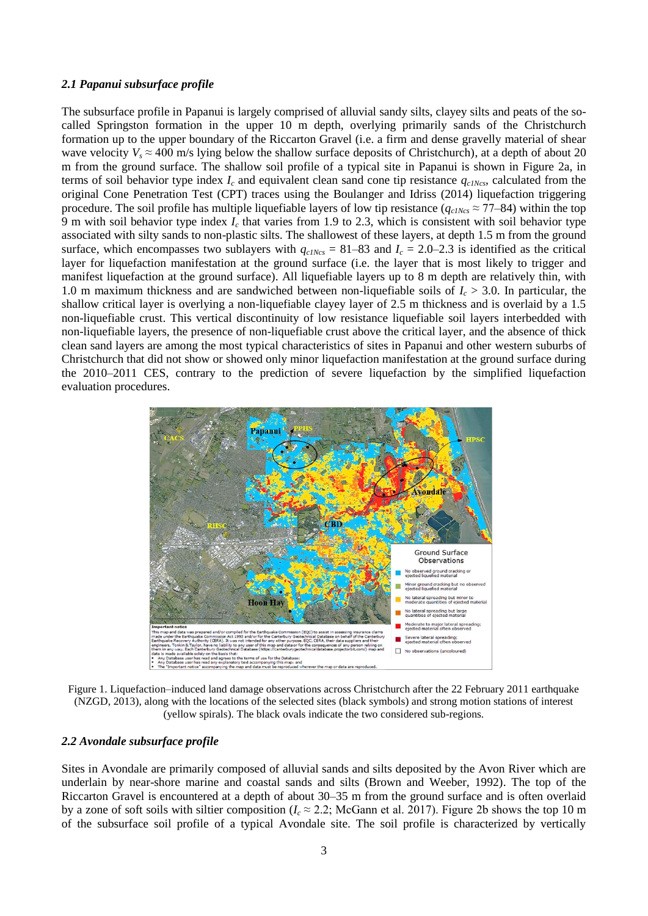### *2.1 Papanui subsurface profile*

The subsurface profile in Papanui is largely comprised of alluvial sandy silts, clayey silts and peats of the so-called Springston formation in the upper 10 m depth, overlying primarily sands of the Christchurch formation up to the upper boundary of the Riccarton Gravel (i.e. a firm and dense gravelly material of shear wave velocity $V_s \approx 400$ m/s lying below the shallow surface deposits of Christchurch), at a depth of about 20 m from the ground surface. The shallow soil profile of a typical site in Papanui is shown in Figure 2a, in terms of soil behavior type index $I_c$ and equivalent clean sand cone tip resistance $q_{c1Ncs}$, calculated from the original Cone Penetration Test (CPT) traces using the Boulanger and Idriss (2014) liquefaction triggering procedure. The soil profile has multiple liquefiable layers of low tip resistance ($q_{c1Ncs} \approx 77$–$84$) within the top 9 m with soil behavior type index $I_c$ that varies from 1.9 to 2.3, which is consistent with soil behavior type associated with silty sands to non-plastic silts. The shallowest of these layers, at depth 1.5 m from the ground surface, which encompasses two sublayers with $q_{c1Ncs} = 81$–$83$ and $I_c = 2.0$–$2.3$ is identified as the critical layer for liquefaction manifestation at the ground surface (i.e. the layer that is most likely to trigger and manifest liquefaction at the ground surface). All liquefiable layers up to 8 m depth are relatively thin, with 1.0 m maximum thickness and are sandwiched between non-liquefiable soils of $I_c > 3.0$. In particular, the shallow critical layer is overlying a non-liquefiable clayey layer of 2.5 m thickness and is overlaid by a 1.5 non-liquefiable crust. This vertical discontinuity of low resistance liquefiable soil layers interbedded with non-liquefiable layers, the presence of non-liquefiable crust above the critical layer, and the absence of thick clean sand layers are among the most typical characteristics of sites in Papanui and other western suburbs of Christchurch that did not show or showed only minor liquefaction manifestation at the ground surface during the 2010–2011 CES, contrary to the prediction of severe liquefaction by the simplified liquefaction evaluation procedures.

Figure 1. Liquefaction–induced land damage observations across Christchurch after the 22 February 2011 earthquake (NZGD, 2013), along with the locations of the selected sites (black symbols) and strong motion stations of interest (yellow spirals). The black ovals indicate the two considered sub-regions.

### *2.2 Avondale subsurface profile*

Sites in Avondale are primarily composed of alluvial sands and silts deposited by the Avon River which are underlain by near-shore marine and coastal sands and silts (Brown and Weeber, 1992). The top of the Riccarton Gravel is encountered at a depth of about 30–35 m from the ground surface and is often overlaid by a zone of soft soils with siltier composition ($I_c \approx 2.2$; McGann et al. 2017). Figure 2b shows the top 10 m of the subsurface soil profile of a typical Avondale site. The soil profile is characterized by vertically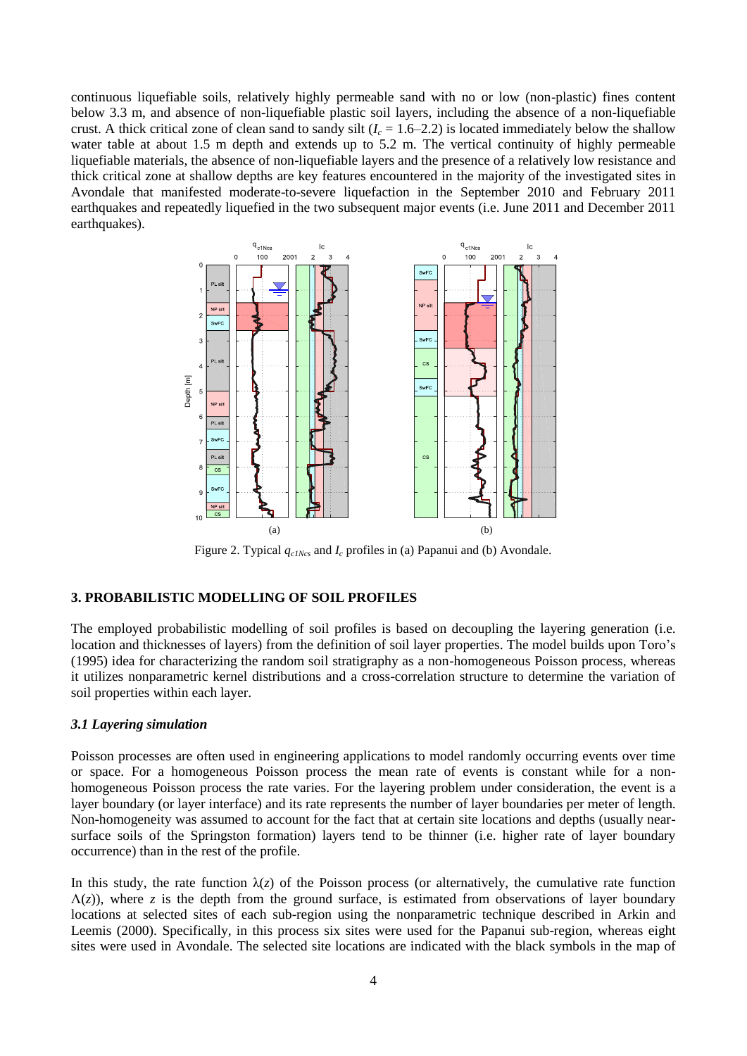continuous liquefiable soils, relatively highly permeable sand with no or low (non-plastic) fines content below 3.3 m, and absence of non-liquefiable plastic soil layers, including the absence of a non-liquefiable crust. A thick critical zone of clean sand to sandy silt ($I_c$ = 1.6–2.2) is located immediately below the shallow water table at about 1.5 m depth and extends up to 5.2 m. The vertical continuity of highly permeable liquefiable materials, the absence of non-liquefiable layers and the presence of a relatively low resistance and thick critical zone at shallow depths are key features encountered in the majority of the investigated sites in Avondale that manifested moderate-to-severe liquefaction in the September 2010 and February 2011 earthquakes and repeatedly liquefied in the two subsequent major events (i.e. June 2011 and December 2011 earthquakes).

Figure 2. Typical $q_{c1Ncs}$ and $I_c$ profiles in (a) Papanui and (b) Avondale.

## 3. PROBABILISTIC MODELLING OF SOIL PROFILES

The employed probabilistic modelling of soil profiles is based on decoupling the layering generation (i.e. location and thicknesses of layers) from the definition of soil layer properties. The model builds upon Toro's (1995) idea for characterizing the random soil stratigraphy as a non-homogeneous Poisson process, whereas it utilizes nonparametric kernel distributions and a cross-correlation structure to determine the variation of soil properties within each layer.

### *3.1 Layering simulation*

Poisson processes are often used in engineering applications to model randomly occurring events over time or space. For a homogeneous Poisson process the mean rate of events is constant while for a non-homogeneous Poisson process the rate varies. For the layering problem under consideration, the event is a layer boundary (or layer interface) and its rate represents the number of layer boundaries per meter of length. Non-homogeneity was assumed to account for the fact that at certain site locations and depths (usually near-surface soils of the Springston formation) layers tend to be thinner (i.e. higher rate of layer boundary occurrence) than in the rest of the profile.

In this study, the rate function $\lambda(z)$ of the Poisson process (or alternatively, the cumulative rate function $\Lambda(z)$), where $z$ is the depth from the ground surface, is estimated from observations of layer boundary locations at selected sites of each sub-region using the nonparametric technique described in Arkin and Leemis (2000). Specifically, in this process six sites were used for the Papanui sub-region, whereas eight sites were used in Avondale. The selected site locations are indicated with the black symbols in the map of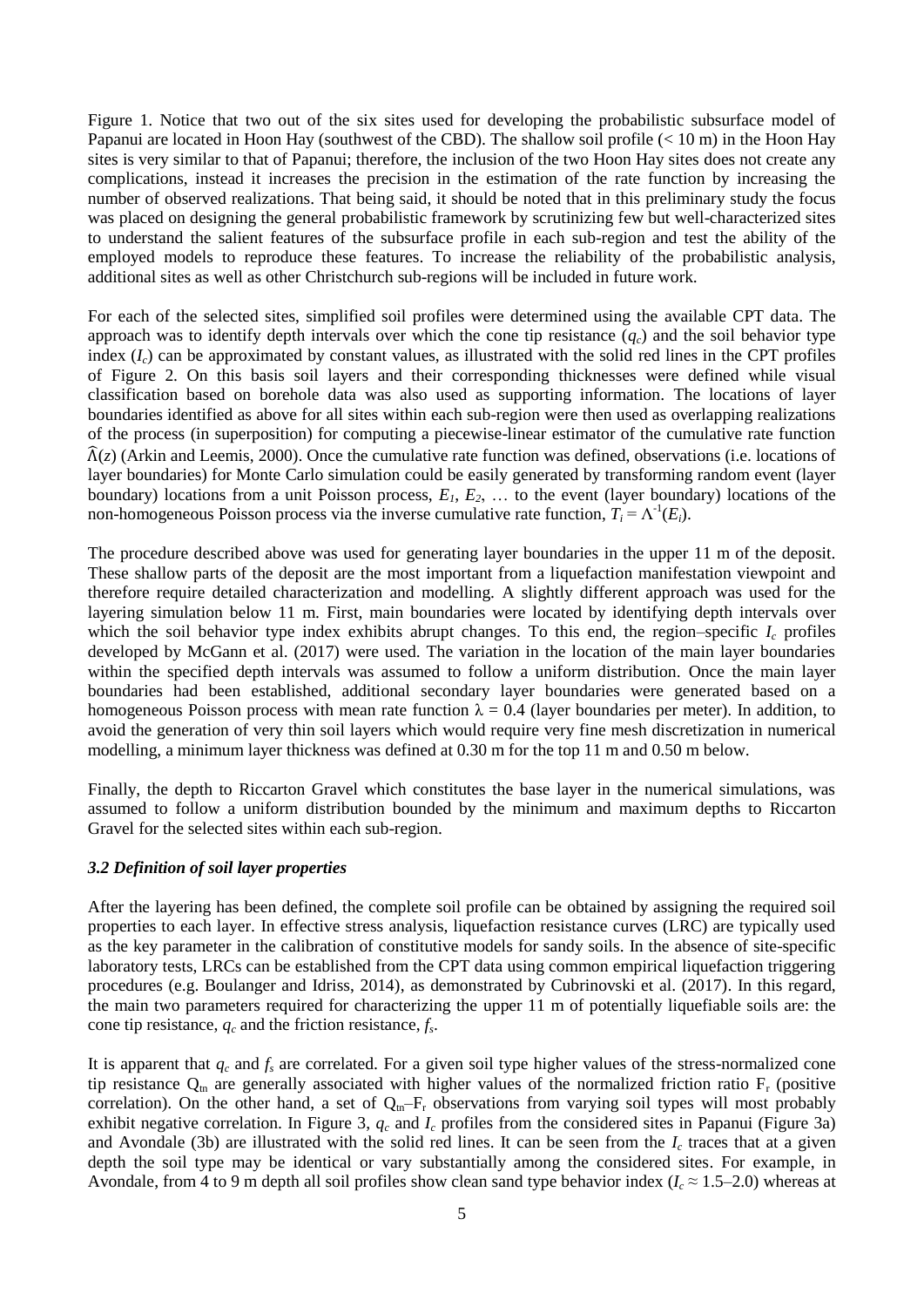Figure 1. Notice that two out of the six sites used for developing the probabilistic subsurface model of Papanui are located in Hoon Hay (southwest of the CBD). The shallow soil profile (< 10 m) in the Hoon Hay sites is very similar to that of Papanui; therefore, the inclusion of the two Hoon Hay sites does not create any complications, instead it increases the precision in the estimation of the rate function by increasing the number of observed realizations. That being said, it should be noted that in this preliminary study the focus was placed on designing the general probabilistic framework by scrutinizing few but well-characterized sites to understand the salient features of the subsurface profile in each sub-region and test the ability of the employed models to reproduce these features. To increase the reliability of the probabilistic analysis, additional sites as well as other Christchurch sub-regions will be included in future work.

For each of the selected sites, simplified soil profiles were determined using the available CPT data. The approach was to identify depth intervals over which the cone tip resistance ($q_c$) and the soil behavior type index ($I_c$) can be approximated by constant values, as illustrated with the solid red lines in the CPT profiles of Figure 2. On this basis soil layers and their corresponding thicknesses were defined while visual classification based on borehole data was also used as supporting information. The locations of layer boundaries identified as above for all sites within each sub-region were then used as overlapping realizations of the process (in superposition) for computing a piecewise-linear estimator of the cumulative rate function $\widehat{\Lambda}(z)$ (Arkin and Leemis, 2000). Once the cumulative rate function was defined, observations (i.e. locations of layer boundaries) for Monte Carlo simulation could be easily generated by transforming random event (layer boundary) locations from a unit Poisson process, $E_1$, $E_2$, … to the event (layer boundary) locations of the non-homogeneous Poisson process via the inverse cumulative rate function, $T_i = \Lambda^{-1}(E_i)$.

The procedure described above was used for generating layer boundaries in the upper 11 m of the deposit. These shallow parts of the deposit are the most important from a liquefaction manifestation viewpoint and therefore require detailed characterization and modelling. A slightly different approach was used for the layering simulation below 11 m. First, main boundaries were located by identifying depth intervals over which the soil behavior type index exhibits abrupt changes. To this end, the region–specific $I_c$ profiles developed by McGann et al. (2017) were used. The variation in the location of the main layer boundaries within the specified depth intervals was assumed to follow a uniform distribution. Once the main layer boundaries had been established, additional secondary layer boundaries were generated based on a homogeneous Poisson process with mean rate function $\lambda = 0.4$ (layer boundaries per meter). In addition, to avoid the generation of very thin soil layers which would require very fine mesh discretization in numerical modelling, a minimum layer thickness was defined at 0.30 m for the top 11 m and 0.50 m below.

Finally, the depth to Riccarton Gravel which constitutes the base layer in the numerical simulations, was assumed to follow a uniform distribution bounded by the minimum and maximum depths to Riccarton Gravel for the selected sites within each sub-region.

### *3.2 Definition of soil layer properties*

After the layering has been defined, the complete soil profile can be obtained by assigning the required soil properties to each layer. In effective stress analysis, liquefaction resistance curves (LRC) are typically used as the key parameter in the calibration of constitutive models for sandy soils. In the absence of site-specific laboratory tests, LRCs can be established from the CPT data using common empirical liquefaction triggering procedures (e.g. Boulanger and Idriss, 2014), as demonstrated by Cubrinovski et al. (2017). In this regard, the main two parameters required for characterizing the upper 11 m of potentially liquefiable soils are: the cone tip resistance, $q_c$ and the friction resistance, $f_s$.

It is apparent that $q_c$ and $f_s$ are correlated. For a given soil type higher values of the stress-normalized cone tip resistance $Q_{tn}$ are generally associated with higher values of the normalized friction ratio $F_r$ (positive correlation). On the other hand, a set of $Q_{tn}$–$F_r$ observations from varying soil types will most probably exhibit negative correlation. In Figure 3, $q_c$ and $I_c$ profiles from the considered sites in Papanui (Figure 3a) and Avondale (3b) are illustrated with the solid red lines. It can be seen from the $I_c$ traces that at a given depth the soil type may be identical or vary substantially among the considered sites. For example, in Avondale, from 4 to 9 m depth all soil profiles show clean sand type behavior index ($I_c \approx 1.5$–$2.0$) whereas at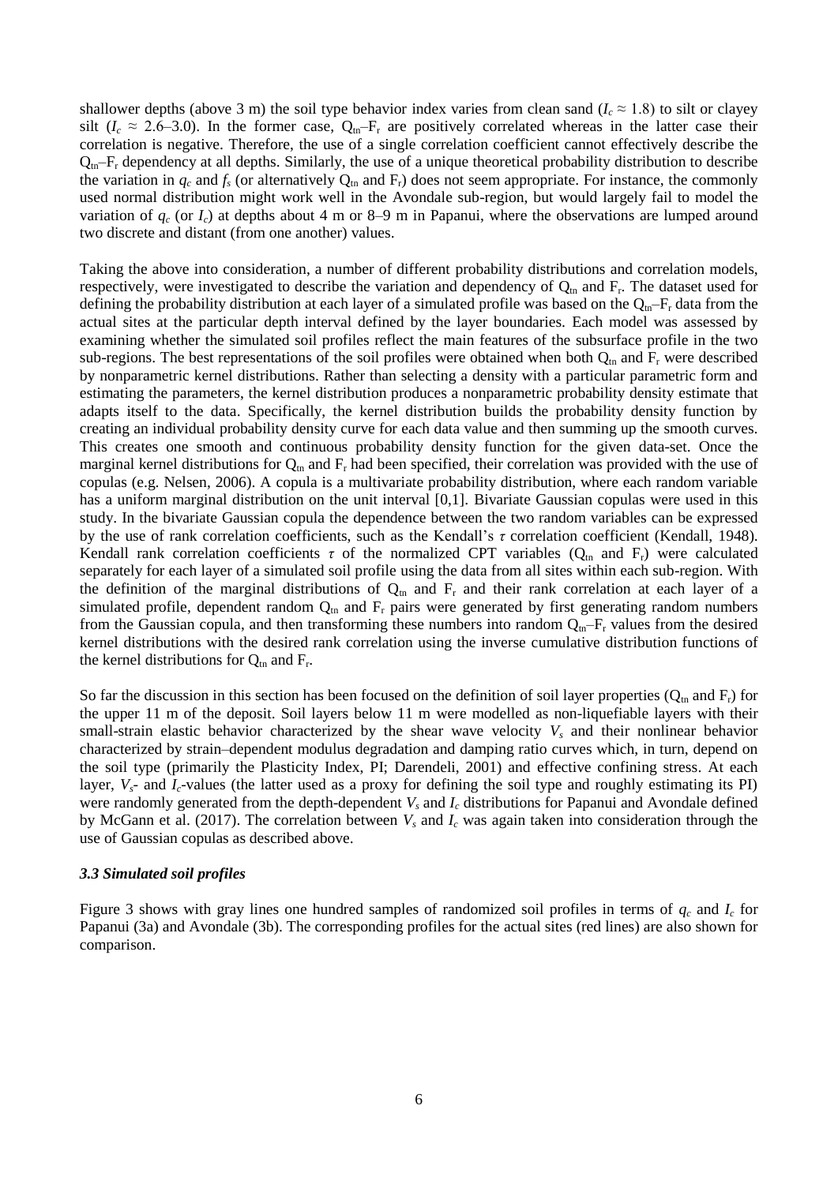shallower depths (above 3 m) the soil type behavior index varies from clean sand ($I_c \approx 1.8$) to silt or clayey silt ($I_c \approx 2.6$–$3.0$). In the former case, $Q_{tn}$–$F_r$ are positively correlated whereas in the latter case their correlation is negative. Therefore, the use of a single correlation coefficient cannot effectively describe the $Q_{tn}$–$F_r$ dependency at all depths. Similarly, the use of a unique theoretical probability distribution to describe the variation in $q_c$ and $f_s$ (or alternatively $Q_{tn}$ and $F_r$) does not seem appropriate. For instance, the commonly used normal distribution might work well in the Avondale sub-region, but would largely fail to model the variation of $q_c$ (or $I_c$) at depths about 4 m or 8–9 m in Papanui, where the observations are lumped around two discrete and distant (from one another) values.

Taking the above into consideration, a number of different probability distributions and correlation models, respectively, were investigated to describe the variation and dependency of $Q_{tn}$ and $F_r$. The dataset used for defining the probability distribution at each layer of a simulated profile was based on the $Q_{tn}$–$F_r$ data from the actual sites at the particular depth interval defined by the layer boundaries. Each model was assessed by examining whether the simulated soil profiles reflect the main features of the subsurface profile in the two sub-regions. The best representations of the soil profiles were obtained when both $Q_{tn}$ and $F_r$ were described by nonparametric kernel distributions. Rather than selecting a density with a particular parametric form and estimating the parameters, the kernel distribution produces a nonparametric probability density estimate that adapts itself to the data. Specifically, the kernel distribution builds the probability density function by creating an individual probability density curve for each data value and then summing up the smooth curves. This creates one smooth and continuous probability density function for the given data-set. Once the marginal kernel distributions for $Q_{tn}$ and $F_r$ had been specified, their correlation was provided with the use of copulas (e.g. Nelsen, 2006). A copula is a multivariate probability distribution, where each random variable has a uniform marginal distribution on the unit interval [0,1]. Bivariate Gaussian copulas were used in this study. In the bivariate Gaussian copula the dependence between the two random variables can be expressed by the use of rank correlation coefficients, such as the Kendall's $\tau$ correlation coefficient (Kendall, 1948). Kendall rank correlation coefficients $\tau$ of the normalized CPT variables ($Q_{tn}$ and $F_r$) were calculated separately for each layer of a simulated soil profile using the data from all sites within each sub-region. With the definition of the marginal distributions of $Q_{tn}$ and $F_r$ and their rank correlation at each layer of a simulated profile, dependent random $Q_{tn}$ and $F_r$ pairs were generated by first generating random numbers from the Gaussian copula, and then transforming these numbers into random $Q_{tn}$–$F_r$ values from the desired kernel distributions with the desired rank correlation using the inverse cumulative distribution functions of the kernel distributions for $Q_{tn}$ and $F_r$.

So far the discussion in this section has been focused on the definition of soil layer properties ($Q_{tn}$ and $F_r$) for the upper 11 m of the deposit. Soil layers below 11 m were modelled as non-liquefiable layers with their small-strain elastic behavior characterized by the shear wave velocity $V_s$ and their nonlinear behavior characterized by strain–dependent modulus degradation and damping ratio curves which, in turn, depend on the soil type (primarily the Plasticity Index, PI; Darendeli, 2001) and effective confining stress. At each layer, $V_s$- and $I_c$-values (the latter used as a proxy for defining the soil type and roughly estimating its PI) were randomly generated from the depth-dependent $V_s$ and $I_c$ distributions for Papanui and Avondale defined by McGann et al. (2017). The correlation between $V_s$ and $I_c$ was again taken into consideration through the use of Gaussian copulas as described above.

### *3.3 Simulated soil profiles*

Figure 3 shows with gray lines one hundred samples of randomized soil profiles in terms of $q_c$ and $I_c$ for Papanui (3a) and Avondale (3b). The corresponding profiles for the actual sites (red lines) are also shown for comparison.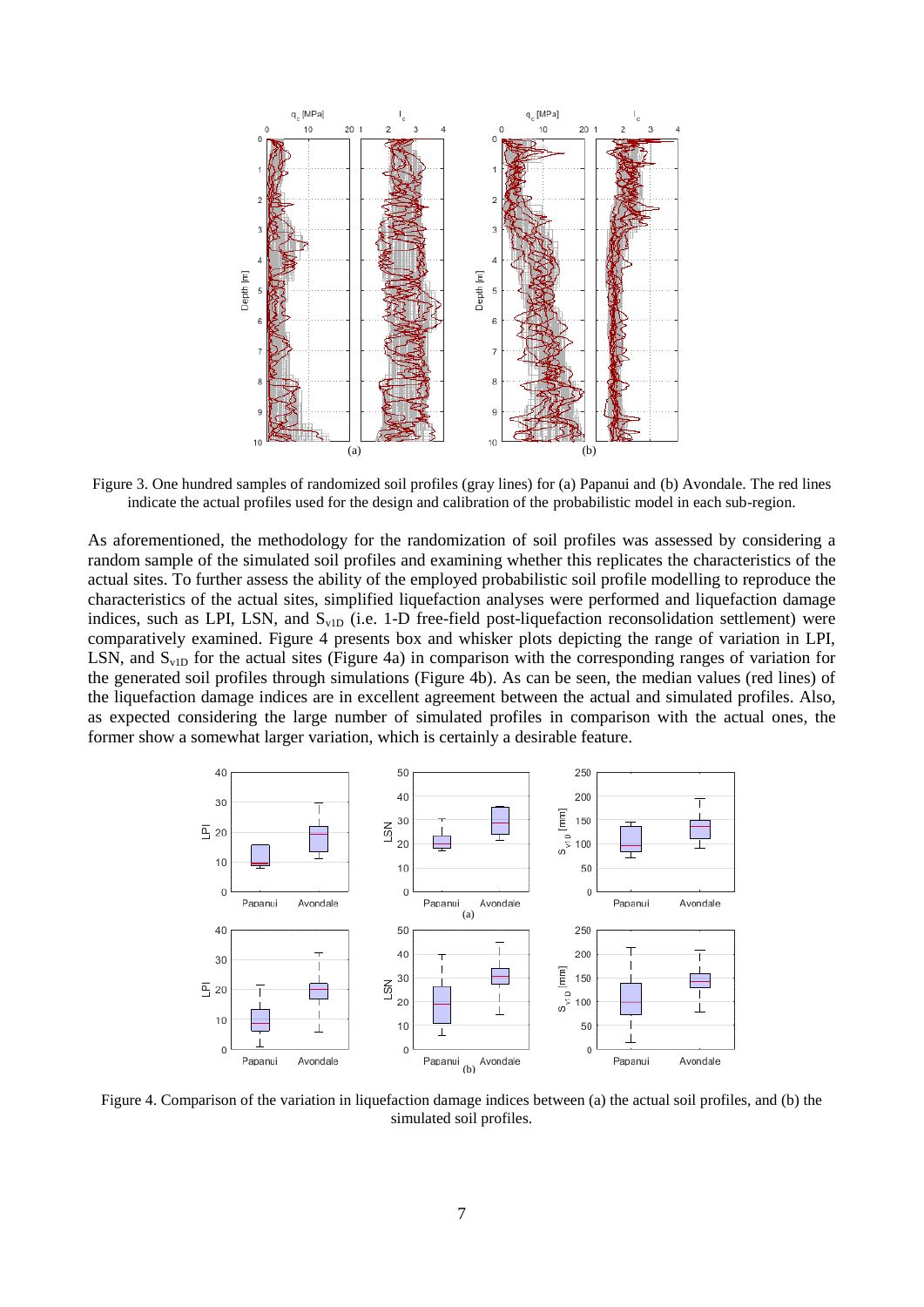Figure 3. One hundred samples of randomized soil profiles (gray lines) for (a) Papanui and (b) Avondale. The red lines indicate the actual profiles used for the design and calibration of the probabilistic model in each sub-region.

As aforementioned, the methodology for the randomization of soil profiles was assessed by considering a random sample of the simulated soil profiles and examining whether this replicates the characteristics of the actual sites. To further assess the ability of the employed probabilistic soil profile modelling to reproduce the characteristics of the actual sites, simplified liquefaction analyses were performed and liquefaction damage indices, such as LPI, LSN, and $S_{v1D}$ (i.e. 1-D free-field post-liquefaction reconsolidation settlement) were comparatively examined. Figure 4 presents box and whisker plots depicting the range of variation in LPI, LSN, and $S_{v1D}$ for the actual sites (Figure 4a) in comparison with the corresponding ranges of variation for the generated soil profiles through simulations (Figure 4b). As can be seen, the median values (red lines) of the liquefaction damage indices are in excellent agreement between the actual and simulated profiles. Also, as expected considering the large number of simulated profiles in comparison with the actual ones, the former show a somewhat larger variation, which is certainly a desirable feature.

Figure 4. Comparison of the variation in liquefaction damage indices between (a) the actual soil profiles, and (b) the simulated soil profiles.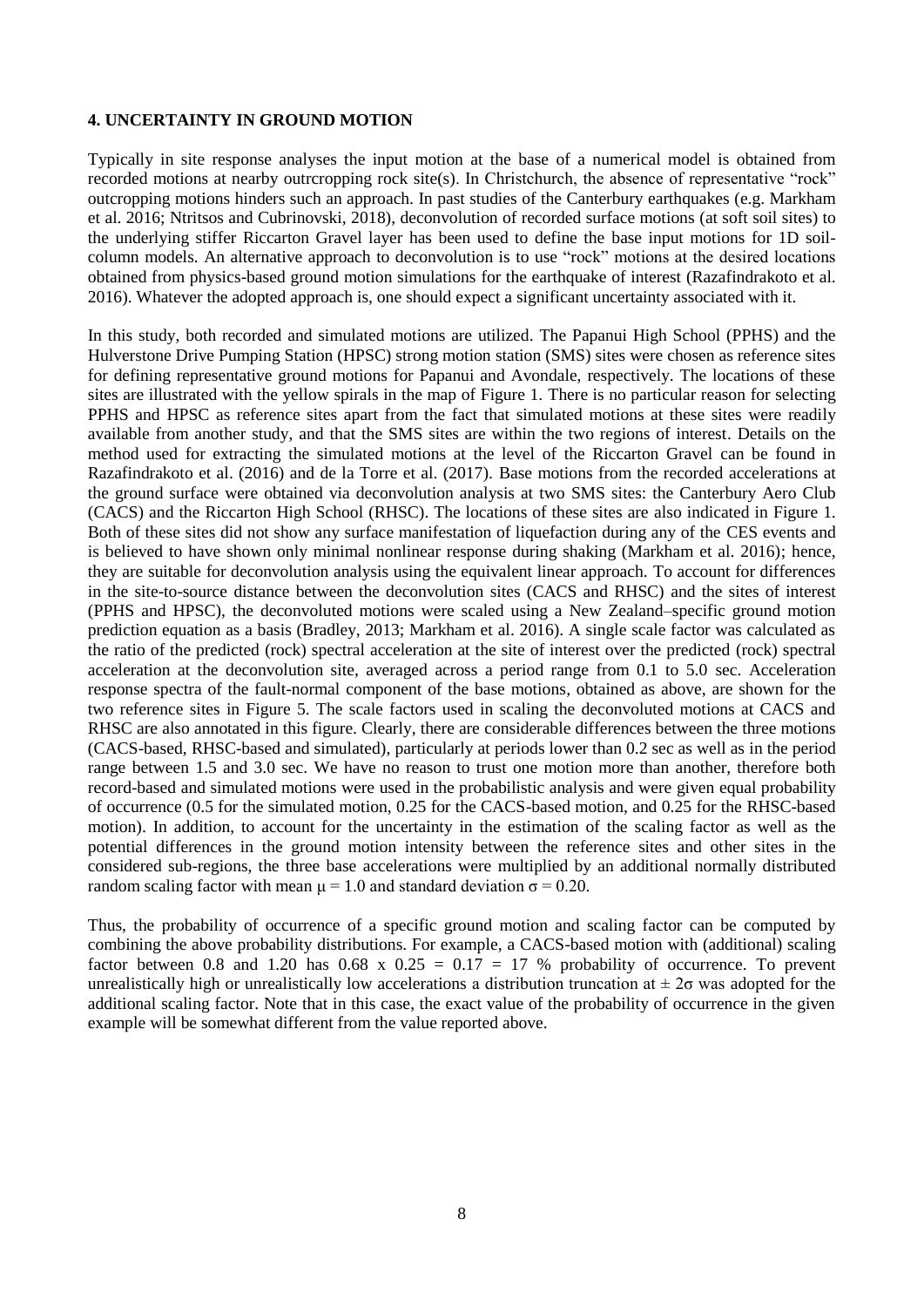#### 4. UNCERTAINTY IN GROUND MOTION

Typically in site response analyses the input motion at the base of a numerical model is obtained from recorded motions at nearby outrcropping rock site(s). In Christchurch, the absence of representative "rock" outcropping motions hinders such an approach. In past studies of the Canterbury earthquakes (e.g. Markham et al. 2016; Ntritsos and Cubrinovski, 2018), deconvolution of recorded surface motions (at soft soil sites) to the underlying stiffer Riccarton Gravel layer has been used to define the base input motions for 1D soil-column models. An alternative approach to deconvolution is to use "rock" motions at the desired locations obtained from physics-based ground motion simulations for the earthquake of interest (Razafindrakoto et al. 2016). Whatever the adopted approach is, one should expect a significant uncertainty associated with it.

In this study, both recorded and simulated motions are utilized. The Papanui High School (PPHS) and the Hulverstone Drive Pumping Station (HPSC) strong motion station (SMS) sites were chosen as reference sites for defining representative ground motions for Papanui and Avondale, respectively. The locations of these sites are illustrated with the yellow spirals in the map of Figure 1. There is no particular reason for selecting PPHS and HPSC as reference sites apart from the fact that simulated motions at these sites were readily available from another study, and that the SMS sites are within the two regions of interest. Details on the method used for extracting the simulated motions at the level of the Riccarton Gravel can be found in Razafindrakoto et al. (2016) and de la Torre et al. (2017). Base motions from the recorded accelerations at the ground surface were obtained via deconvolution analysis at two SMS sites: the Canterbury Aero Club (CACS) and the Riccarton High School (RHSC). The locations of these sites are also indicated in Figure 1. Both of these sites did not show any surface manifestation of liquefaction during any of the CES events and is believed to have shown only minimal nonlinear response during shaking (Markham et al. 2016); hence, they are suitable for deconvolution analysis using the equivalent linear approach. To account for differences in the site-to-source distance between the deconvolution sites (CACS and RHSC) and the sites of interest (PPHS and HPSC), the deconvoluted motions were scaled using a New Zealand–specific ground motion prediction equation as a basis (Bradley, 2013; Markham et al. 2016). A single scale factor was calculated as the ratio of the predicted (rock) spectral acceleration at the site of interest over the predicted (rock) spectral acceleration at the deconvolution site, averaged across a period range from 0.1 to 5.0 sec. Acceleration response spectra of the fault-normal component of the base motions, obtained as above, are shown for the two reference sites in Figure 5. The scale factors used in scaling the deconvoluted motions at CACS and RHSC are also annotated in this figure. Clearly, there are considerable differences between the three motions (CACS-based, RHSC-based and simulated), particularly at periods lower than 0.2 sec as well as in the period range between 1.5 and 3.0 sec. We have no reason to trust one motion more than another, therefore both record-based and simulated motions were used in the probabilistic analysis and were given equal probability of occurrence (0.5 for the simulated motion, 0.25 for the CACS-based motion, and 0.25 for the RHSC-based motion). In addition, to account for the uncertainty in the estimation of the scaling factor as well as the potential differences in the ground motion intensity between the reference sites and other sites in the considered sub-regions, the three base accelerations were multiplied by an additional normally distributed random scaling factor with mean $\mu = 1.0$ and standard deviation $\sigma = 0.20$.

Thus, the probability of occurrence of a specific ground motion and scaling factor can be computed by combining the above probability distributions. For example, a CACS-based motion with (additional) scaling factor between 0.8 and 1.20 has $0.68 \times 0.25 = 0.17 = 17$ % probability of occurrence. To prevent unrealistically high or unrealistically low accelerations a distribution truncation at $\pm 2\sigma$ was adopted for the additional scaling factor. Note that in this case, the exact value of the probability of occurrence in the given example will be somewhat different from the value reported above.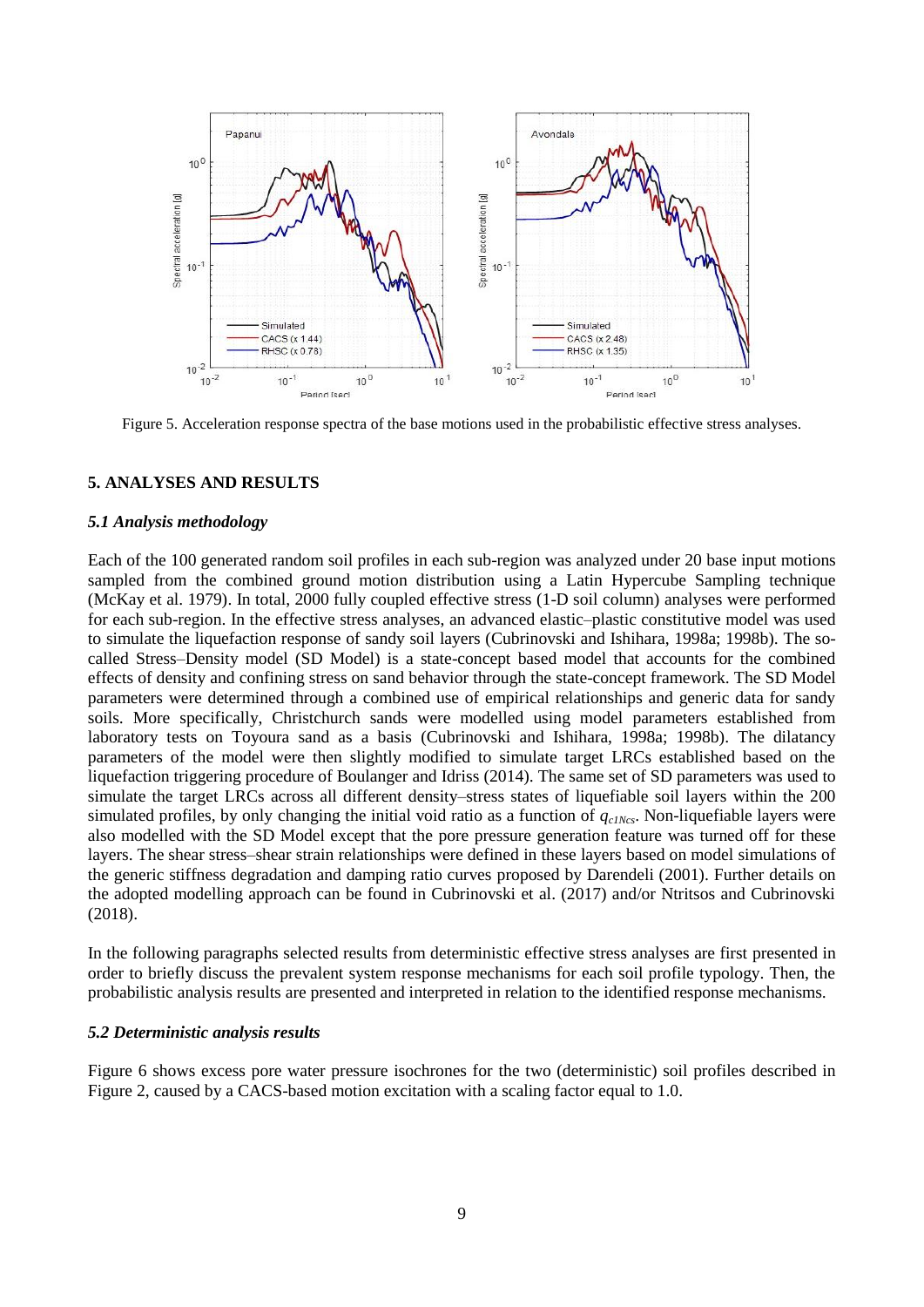Figure 5. Acceleration response spectra of the base motions used in the probabilistic effective stress analyses.

## 5. ANALYSES AND RESULTS

### *5.1 Analysis methodology*

Each of the 100 generated random soil profiles in each sub-region was analyzed under 20 base input motions sampled from the combined ground motion distribution using a Latin Hypercube Sampling technique (McKay et al. 1979). In total, 2000 fully coupled effective stress (1-D soil column) analyses were performed for each sub-region. In the effective stress analyses, an advanced elastic–plastic constitutive model was used to simulate the liquefaction response of sandy soil layers (Cubrinovski and Ishihara, 1998a; 1998b). The so-called Stress–Density model (SD Model) is a state-concept based model that accounts for the combined effects of density and confining stress on sand behavior through the state-concept framework. The SD Model parameters were determined through a combined use of empirical relationships and generic data for sandy soils. More specifically, Christchurch sands were modelled using model parameters established from laboratory tests on Toyoura sand as a basis (Cubrinovski and Ishihara, 1998a; 1998b). The dilatancy parameters of the model were then slightly modified to simulate target LRCs established based on the liquefaction triggering procedure of Boulanger and Idriss (2014). The same set of SD parameters was used to simulate the target LRCs across all different density–stress states of liquefiable soil layers within the 200 simulated profiles, by only changing the initial void ratio as a function of $q_{c1Ncs}$. Non-liquefiable layers were also modelled with the SD Model except that the pore pressure generation feature was turned off for these layers. The shear stress–shear strain relationships were defined in these layers based on model simulations of the generic stiffness degradation and damping ratio curves proposed by Darendeli (2001). Further details on the adopted modelling approach can be found in Cubrinovski et al. (2017) and/or Ntritsos and Cubrinovski (2018).

In the following paragraphs selected results from deterministic effective stress analyses are first presented in order to briefly discuss the prevalent system response mechanisms for each soil profile typology. Then, the probabilistic analysis results are presented and interpreted in relation to the identified response mechanisms.

### *5.2 Deterministic analysis results*

Figure 6 shows excess pore water pressure isochrones for the two (deterministic) soil profiles described in Figure 2, caused by a CACS-based motion excitation with a scaling factor equal to 1.0.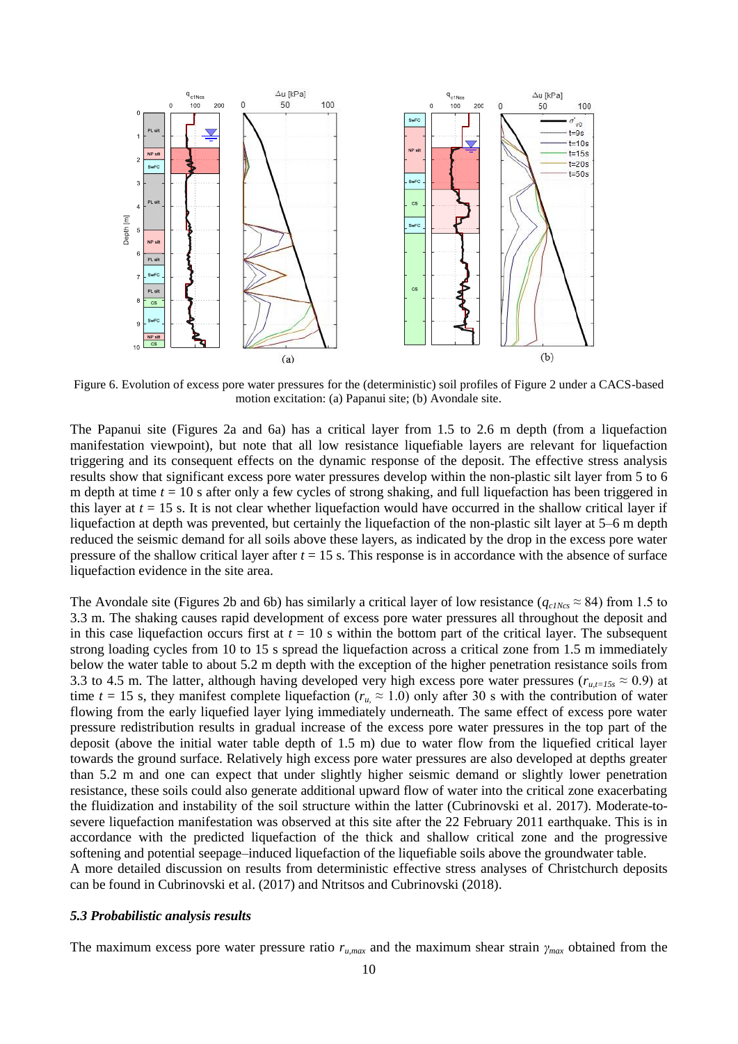Figure 6. Evolution of excess pore water pressures for the (deterministic) soil profiles of Figure 2 under a CACS-based motion excitation: (a) Papanui site; (b) Avondale site.

The Papanui site (Figures 2a and 6a) has a critical layer from 1.5 to 2.6 m depth (from a liquefaction manifestation viewpoint), but note that all low resistance liquefiable layers are relevant for liquefaction triggering and its consequent effects on the dynamic response of the deposit. The effective stress analysis results show that significant excess pore water pressures develop within the non-plastic silt layer from 5 to 6 m depth at time $t = 10$ s after only a few cycles of strong shaking, and full liquefaction has been triggered in this layer at $t = 15$ s. It is not clear whether liquefaction would have occurred in the shallow critical layer if liquefaction at depth was prevented, but certainly the liquefaction of the non-plastic silt layer at 5–6 m depth reduced the seismic demand for all soils above these layers, as indicated by the drop in the excess pore water pressure of the shallow critical layer after $t = 15$ s. This response is in accordance with the absence of surface liquefaction evidence in the site area.

The Avondale site (Figures 2b and 6b) has similarly a critical layer of low resistance ($q_{c1Ncs} \approx 84$) from 1.5 to 3.3 m. The shaking causes rapid development of excess pore water pressures all throughout the deposit and in this case liquefaction occurs first at $t = 10$ s within the bottom part of the critical layer. The subsequent strong loading cycles from 10 to 15 s spread the liquefaction across a critical zone from 1.5 m immediately below the water table to about 5.2 m depth with the exception of the higher penetration resistance soils from 3.3 to 4.5 m. The latter, although having developed very high excess pore water pressures ($r_{u,t=15s} \approx 0.9$) at time $t = 15$ s, they manifest complete liquefaction ($r_{u,} \approx 1.0$) only after 30 s with the contribution of water flowing from the early liquefied layer lying immediately underneath. The same effect of excess pore water pressure redistribution results in gradual increase of the excess pore water pressures in the top part of the deposit (above the initial water table depth of 1.5 m) due to water flow from the liquefied critical layer towards the ground surface. Relatively high excess pore water pressures are also developed at depths greater than 5.2 m and one can expect that under slightly higher seismic demand or slightly lower penetration resistance, these soils could also generate additional upward flow of water into the critical zone exacerbating the fluidization and instability of the soil structure within the latter (Cubrinovski et al. 2017). Moderate-to-severe liquefaction manifestation was observed at this site after the 22 February 2011 earthquake. This is in accordance with the predicted liquefaction of the thick and shallow critical zone and the progressive softening and potential seepage–induced liquefaction of the liquefiable soils above the groundwater table.
A more detailed discussion on results from deterministic effective stress analyses of Christchurch deposits can be found in Cubrinovski et al. (2017) and Ntritsos and Cubrinovski (2018).

### *5.3 Probabilistic analysis results*

The maximum excess pore water pressure ratio $r_{u,max}$ and the maximum shear strain $\gamma_{max}$ obtained from the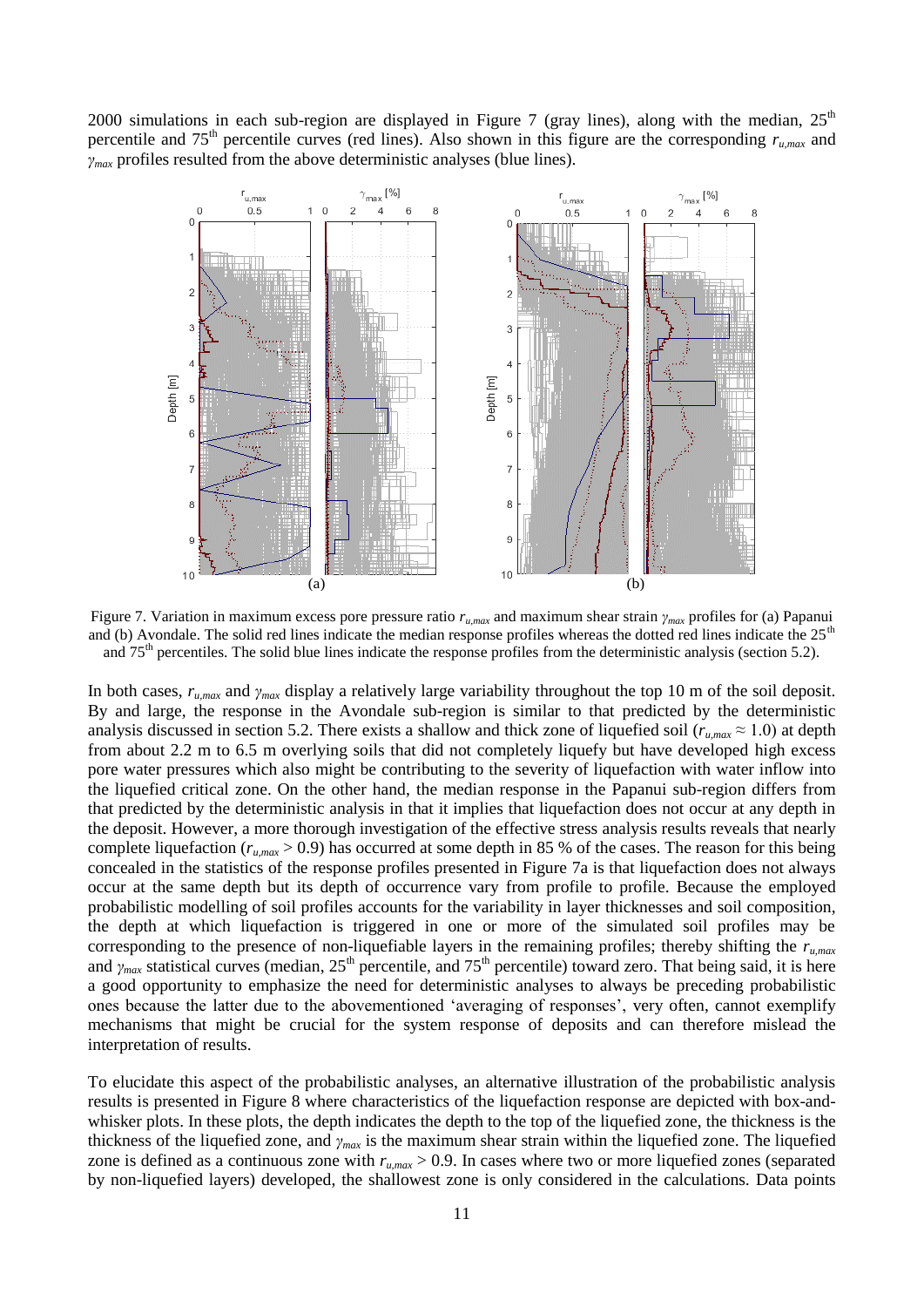2000 simulations in each sub-region are displayed in Figure 7 (gray lines), along with the median, 25th percentile and 75th percentile curves (red lines). Also shown in this figure are the corresponding $r_{u,max}$ and $\gamma_{max}$ profiles resulted from the above deterministic analyses (blue lines).

Figure 7. Variation in maximum excess pore pressure ratio $r_{u,max}$ and maximum shear strain $\gamma_{max}$ profiles for (a) Papanui and (b) Avondale. The solid red lines indicate the median response profiles whereas the dotted red lines indicate the 25th and 75th percentiles. The solid blue lines indicate the response profiles from the deterministic analysis (section 5.2).

In both cases, $r_{u,max}$ and $\gamma_{max}$ display a relatively large variability throughout the top 10 m of the soil deposit. By and large, the response in the Avondale sub-region is similar to that predicted by the deterministic analysis discussed in section 5.2. There exists a shallow and thick zone of liquefied soil ($r_{u,max} \approx 1.0$) at depth from about 2.2 m to 6.5 m overlying soils that did not completely liquefy but have developed high excess pore water pressures which also might be contributing to the severity of liquefaction with water inflow into the liquefied critical zone. On the other hand, the median response in the Papanui sub-region differs from that predicted by the deterministic analysis in that it implies that liquefaction does not occur at any depth in the deposit. However, a more thorough investigation of the effective stress analysis results reveals that nearly complete liquefaction ($r_{u,max} > 0.9$) has occurred at some depth in 85 % of the cases. The reason for this being concealed in the statistics of the response profiles presented in Figure 7a is that liquefaction does not always occur at the same depth but its depth of occurrence vary from profile to profile. Because the employed probabilistic modelling of soil profiles accounts for the variability in layer thicknesses and soil composition, the depth at which liquefaction is triggered in one or more of the simulated soil profiles may be corresponding to the presence of non-liquefiable layers in the remaining profiles; thereby shifting the $r_{u,max}$ and $\gamma_{max}$ statistical curves (median, 25th percentile, and 75th percentile) toward zero. That being said, it is here a good opportunity to emphasize the need for deterministic analyses to always be preceding probabilistic ones because the latter due to the abovementioned 'averaging of responses', very often, cannot exemplify mechanisms that might be crucial for the system response of deposits and can therefore mislead the interpretation of results.

To elucidate this aspect of the probabilistic analyses, an alternative illustration of the probabilistic analysis results is presented in Figure 8 where characteristics of the liquefaction response are depicted with box-and-whisker plots. In these plots, the depth indicates the depth to the top of the liquefied zone, the thickness is the thickness of the liquefied zone, and $\gamma_{max}$ is the maximum shear strain within the liquefied zone. The liquefied zone is defined as a continuous zone with $r_{u,max} > 0.9$. In cases where two or more liquefied zones (separated by non-liquefied layers) developed, the shallowest zone is only considered in the calculations. Data points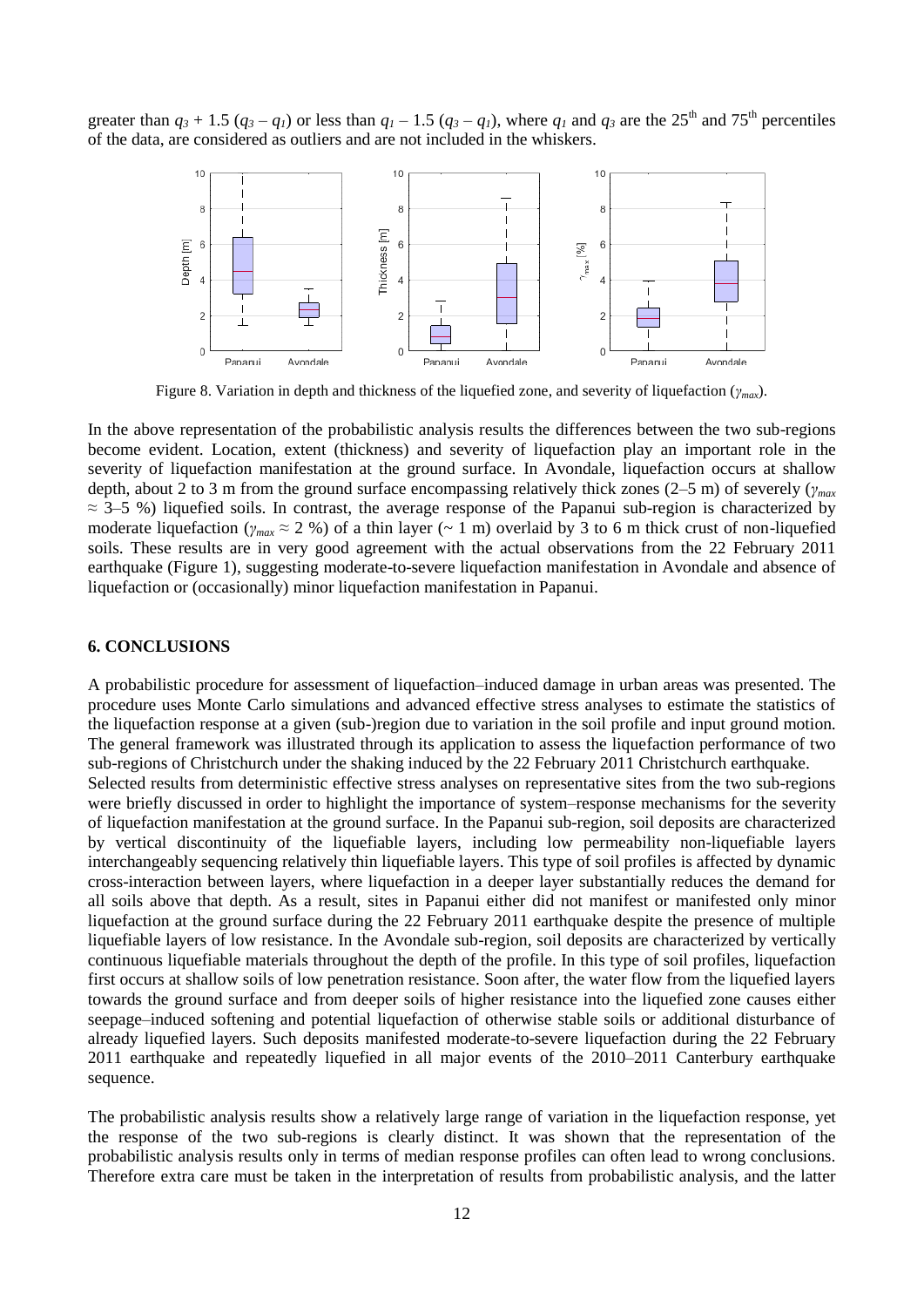greater than $q_3 + 1.5\ (q_3 - q_1)$ or less than $q_1 - 1.5\ (q_3 - q_1)$, where $q_1$ and $q_3$ are the 25[th] and 75[th] percentiles of the data, are considered as outliers and are not included in the whiskers.

Figure 8. Variation in depth and thickness of the liquefied zone, and severity of liquefaction ($\gamma_{max}$).

In the above representation of the probabilistic analysis results the differences between the two sub-regions become evident. Location, extent (thickness) and severity of liquefaction play an important role in the severity of liquefaction manifestation at the ground surface. In Avondale, liquefaction occurs at shallow depth, about 2 to 3 m from the ground surface encompassing relatively thick zones (2–5 m) of severely ($\gamma_{max} \approx$ 3–5 %) liquefied soils. In contrast, the average response of the Papanui sub-region is characterized by moderate liquefaction ($\gamma_{max} \approx 2$ %) of a thin layer (~ 1 m) overlaid by 3 to 6 m thick crust of non-liquefied soils. These results are in very good agreement with the actual observations from the 22 February 2011 earthquake (Figure 1), suggesting moderate-to-severe liquefaction manifestation in Avondale and absence of liquefaction or (occasionally) minor liquefaction manifestation in Papanui.

## 6. CONCLUSIONS

A probabilistic procedure for assessment of liquefaction–induced damage in urban areas was presented. The procedure uses Monte Carlo simulations and advanced effective stress analyses to estimate the statistics of the liquefaction response at a given (sub-)region due to variation in the soil profile and input ground motion. The general framework was illustrated through its application to assess the liquefaction performance of two sub-regions of Christchurch under the shaking induced by the 22 February 2011 Christchurch earthquake.

Selected results from deterministic effective stress analyses on representative sites from the two sub-regions were briefly discussed in order to highlight the importance of system–response mechanisms for the severity of liquefaction manifestation at the ground surface. In the Papanui sub-region, soil deposits are characterized by vertical discontinuity of the liquefiable layers, including low permeability non-liquefiable layers interchangeably sequencing relatively thin liquefiable layers. This type of soil profiles is affected by dynamic cross-interaction between layers, where liquefaction in a deeper layer substantially reduces the demand for all soils above that depth. As a result, sites in Papanui either did not manifest or manifested only minor liquefaction at the ground surface during the 22 February 2011 earthquake despite the presence of multiple liquefiable layers of low resistance. In the Avondale sub-region, soil deposits are characterized by vertically continuous liquefiable materials throughout the depth of the profile. In this type of soil profiles, liquefaction first occurs at shallow soils of low penetration resistance. Soon after, the water flow from the liquefied layers towards the ground surface and from deeper soils of higher resistance into the liquefied zone causes either seepage–induced softening and potential liquefaction of otherwise stable soils or additional disturbance of already liquefied layers. Such deposits manifested moderate-to-severe liquefaction during the 22 February 2011 earthquake and repeatedly liquefied in all major events of the 2010–2011 Canterbury earthquake sequence.

The probabilistic analysis results show a relatively large range of variation in the liquefaction response, yet the response of the two sub-regions is clearly distinct. It was shown that the representation of the probabilistic analysis results only in terms of median response profiles can often lead to wrong conclusions. Therefore extra care must be taken in the interpretation of results from probabilistic analysis, and the latter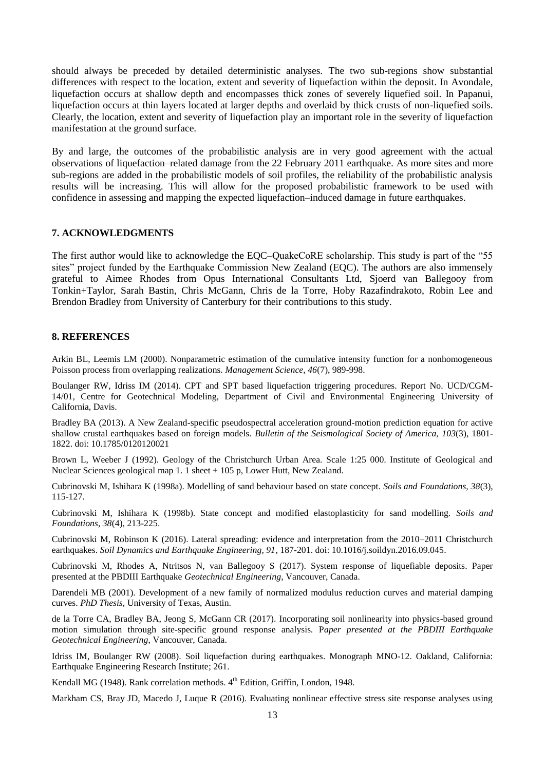should always be preceded by detailed deterministic analyses. The two sub-regions show substantial differences with respect to the location, extent and severity of liquefaction within the deposit. In Avondale, liquefaction occurs at shallow depth and encompasses thick zones of severely liquefied soil. In Papanui, liquefaction occurs at thin layers located at larger depths and overlaid by thick crusts of non-liquefied soils. Clearly, the location, extent and severity of liquefaction play an important role in the severity of liquefaction manifestation at the ground surface.

By and large, the outcomes of the probabilistic analysis are in very good agreement with the actual observations of liquefaction–related damage from the 22 February 2011 earthquake. As more sites and more sub-regions are added in the probabilistic models of soil profiles, the reliability of the probabilistic analysis results will be increasing. This will allow for the proposed probabilistic framework to be used with confidence in assessing and mapping the expected liquefaction–induced damage in future earthquakes.

## 7. ACKNOWLEDGMENTS

The first author would like to acknowledge the EQC–QuakeCoRE scholarship. This study is part of the "55 sites" project funded by the Earthquake Commission New Zealand (EQC). The authors are also immensely grateful to Aimee Rhodes from Opus International Consultants Ltd, Sjoerd van Ballegooy from Tonkin+Taylor, Sarah Bastin, Chris McGann, Chris de la Torre, Hoby Razafindrakoto, Robin Lee and Brendon Bradley from University of Canterbury for their contributions to this study.

## 8. REFERENCES

Arkin BL, Leemis LM (2000). Nonparametric estimation of the cumulative intensity function for a nonhomogeneous Poisson process from overlapping realizations. *Management Science, 46*(7), 989-998.

Boulanger RW, Idriss IM (2014). CPT and SPT based liquefaction triggering procedures. Report No. UCD/CGM-14/01, Centre for Geotechnical Modeling, Department of Civil and Environmental Engineering University of California, Davis.

Bradley BA (2013). A New Zealand-specific pseudospectral acceleration ground-motion prediction equation for active shallow crustal earthquakes based on foreign models. *Bulletin of the Seismological Society of America, 103*(3), 1801-1822. doi: 10.1785/0120120021

Brown L, Weeber J (1992). Geology of the Christchurch Urban Area. Scale 1:25 000. Institute of Geological and Nuclear Sciences geological map 1. 1 sheet + 105 p, Lower Hutt, New Zealand.

Cubrinovski M, Ishihara K (1998a). Modelling of sand behaviour based on state concept. *Soils and Foundations, 38*(3), 115-127.

Cubrinovski M, Ishihara K (1998b). State concept and modified elastoplasticity for sand modelling. *Soils and Foundations, 38*(4), 213-225.

Cubrinovski M, Robinson K (2016). Lateral spreading: evidence and interpretation from the 2010–2011 Christchurch earthquakes. *Soil Dynamics and Earthquake Engineering, 91*, 187-201. doi: 10.1016/j.soildyn.2016.09.045.

Cubrinovski M, Rhodes A, Ntritsos N, van Ballegooy S (2017). System response of liquefiable deposits. Paper presented at the PBDIII Earthquake *Geotechnical Engineering*, Vancouver, Canada.

Darendeli MB (2001). Development of a new family of normalized modulus reduction curves and material damping curves. *PhD Thesis*, University of Texas, Austin.

de la Torre CA, Bradley BA, Jeong S, McGann CR (2017). Incorporating soil nonlinearity into physics-based ground motion simulation through site-specific ground response analysis. P*aper presented at the PBDIII Earthquake Geotechnical Engineering*, Vancouver, Canada.

Idriss IM, Boulanger RW (2008). Soil liquefaction during earthquakes. Monograph MNO-12. Oakland, California: Earthquake Engineering Research Institute; 261.

Kendall MG (1948). Rank correlation methods. 4th Edition, Griffin, London, 1948.

Markham CS, Bray JD, Macedo J, Luque R (2016). Evaluating nonlinear effective stress site response analyses using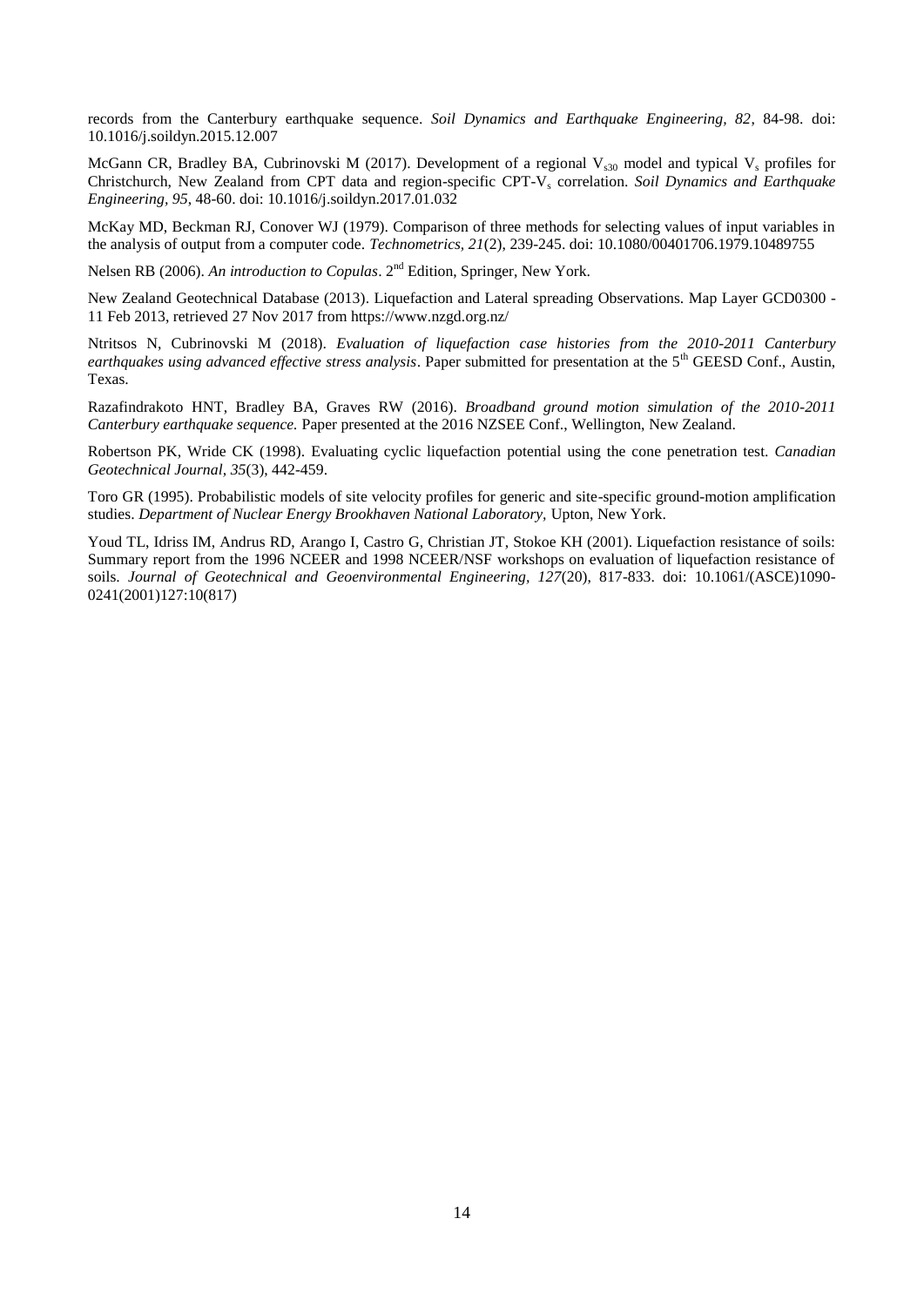records from the Canterbury earthquake sequence. *Soil Dynamics and Earthquake Engineering, 82*, 84-98. doi: 10.1016/j.soildyn.2015.12.007

McGann CR, Bradley BA, Cubrinovski M (2017). Development of a regional $V_{s30}$ model and typical $V_s$ profiles for Christchurch, New Zealand from CPT data and region-specific CPT-$V_s$ correlation. *Soil Dynamics and Earthquake Engineering, 95*, 48-60. doi: 10.1016/j.soildyn.2017.01.032

McKay MD, Beckman RJ, Conover WJ (1979). Comparison of three methods for selecting values of input variables in the analysis of output from a computer code. *Technometrics, 21*(2), 239-245. doi: 10.1080/00401706.1979.10489755

Nelsen RB (2006). *An introduction to Copulas*. 2nd Edition, Springer, New York.

New Zealand Geotechnical Database (2013). Liquefaction and Lateral spreading Observations. Map Layer GCD0300 - 11 Feb 2013, retrieved 27 Nov 2017 from https://www.nzgd.org.nz/

Ntritsos N, Cubrinovski M (2018). *Evaluation of liquefaction case histories from the 2010-2011 Canterbury earthquakes using advanced effective stress analysis*. Paper submitted for presentation at the 5th GEESD Conf., Austin, Texas.

Razafindrakoto HNT, Bradley BA, Graves RW (2016). *Broadband ground motion simulation of the 2010-2011 Canterbury earthquake sequence.* Paper presented at the 2016 NZSEE Conf., Wellington, New Zealand.

Robertson PK, Wride CK (1998). Evaluating cyclic liquefaction potential using the cone penetration test. *Canadian Geotechnical Journal, 35*(3), 442-459.

Toro GR (1995). Probabilistic models of site velocity profiles for generic and site-specific ground-motion amplification studies. *Department of Nuclear Energy Brookhaven National Laboratory,* Upton, New York.

Youd TL, Idriss IM, Andrus RD, Arango I, Castro G, Christian JT, Stokoe KH (2001). Liquefaction resistance of soils: Summary report from the 1996 NCEER and 1998 NCEER/NSF workshops on evaluation of liquefaction resistance of soils. *Journal of Geotechnical and Geoenvironmental Engineering, 127*(20), 817-833. doi: 10.1061/(ASCE)1090-0241(2001)127:10(817)